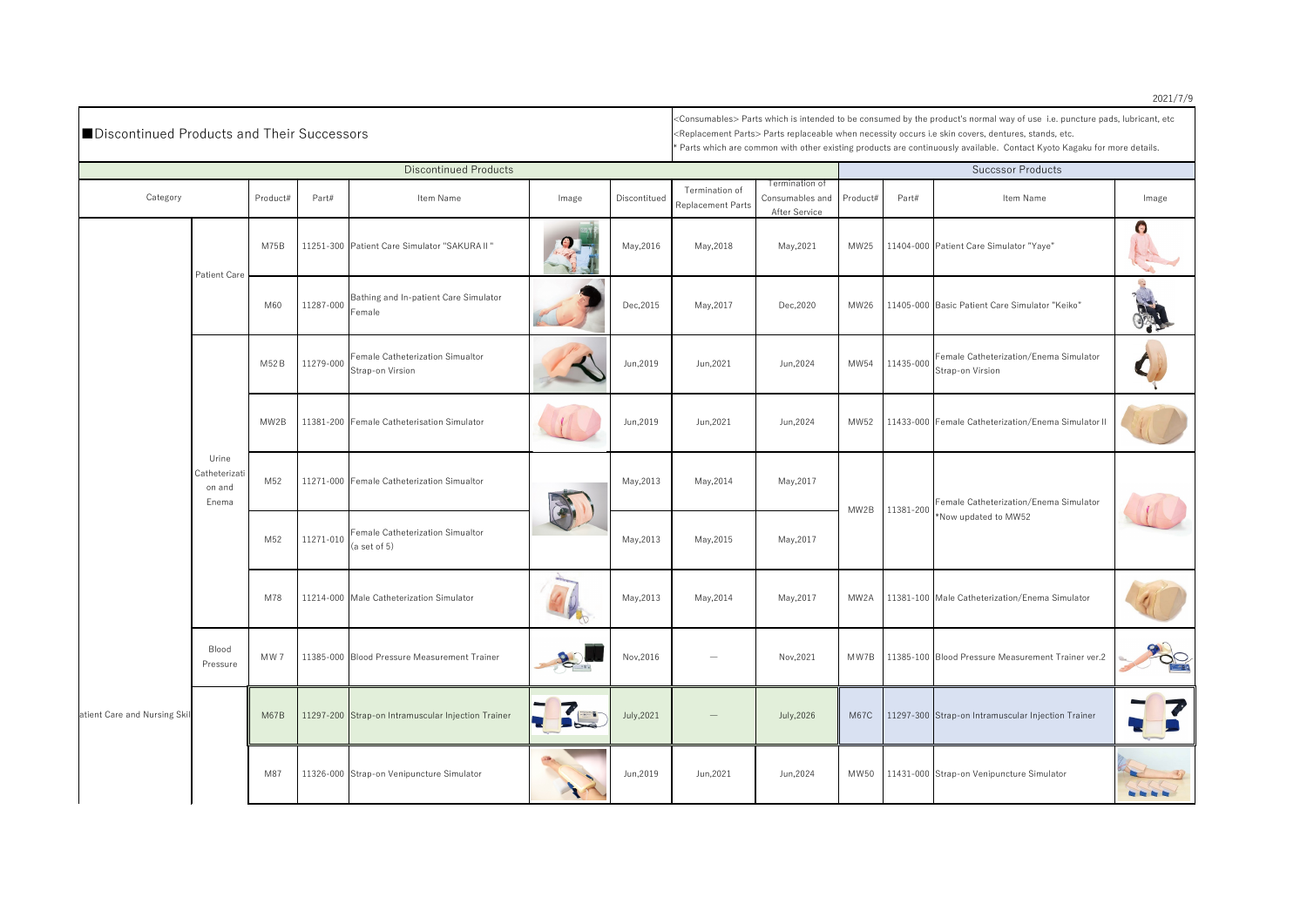2021/7/9

## ■Discontinued Products and Their Successors

<Consumables> Parts which is intended to be consumed by the product's normal way of use i.e. puncture pads, lubricant, etc
<Replacement Parts> Parts replaceable when necessity occurs i.e skin covers, dentures, stands, etc.
* Parts which are common with other existing products are continuously available. Contact Kyoto Kagaku for more details.

| Discontinued Products | | | | | | | | | Succssor Products | | | |
|---|---|---|---|---|---|---|---|---|---|---|---|---|
| Category | | Product# | Part# | Item Name | Image | Discontitued | Termination of Replacement Parts | Termination of Consumables and After Service | Product# | Part# | Item Name | Image |
| atient Care and Nursing Skil | Patient Care | M75B | 11251-300 | Patient Care Simulator "SAKURA II" | | May,2016 | May,2018 | May,2021 | MW25 | 11404-000 | Patient Care Simulator "Yaye" | |
| | | M60 | 11287-000 | Bathing and In-patient Care Simulator Female | | Dec,2015 | May,2017 | Dec,2020 | MW26 | 11405-000 | Basic Patient Care Simulator "Keiko" | |
| | Urine Catheterization and Enema | M52B | 11279-000 | Female Catheterization Simualtor Strap-on Virsion | | Jun,2019 | Jun,2021 | Jun,2024 | MW54 | 11435-000 | Female Catheterization/Enema Simulator Strap-on Virsion | |
| | | MW2B | 11381-200 | Female Catheterisation Simulator | | Jun,2019 | Jun,2021 | Jun,2024 | MW52 | 11433-000 | Female Catheterization/Enema Simulator II | |
| | | M52 | 11271-000 | Female Catheterization Simualtor | | May,2013 | May,2014 | May,2017 | MW2B | 11381-200 | Female Catheterization/Enema Simulator *Now updated to MW52 | |
| | | M52 | 11271-010 | Female Catheterization Simualtor (a set of 5) | | May,2013 | May,2015 | May,2017 | | | | |
| | | M78 | 11214-000 | Male Catheterization Simulator | | May,2013 | May,2014 | May,2017 | MW2A | 11381-100 | Male Catheterization/Enema Simulator | |
| | Blood Pressure | MW7 | 11385-000 | Blood Pressure Measurement Trainer | | Nov,2016 | — | Nov,2021 | MW7B | 11385-100 | Blood Pressure Measurement Trainer ver.2 | |
| | | M67B | 11297-200 | Strap-on Intramuscular Injection Trainer | | July,2021 | — | July,2026 | M67C | 11297-300 | Strap-on Intramuscular Injection Trainer | |
| | | M87 | 11326-000 | Strap-on Venipuncture Simulator | | Jun,2019 | Jun,2021 | Jun,2024 | MW50 | 11431-000 | Strap-on Venipuncture Simulator | |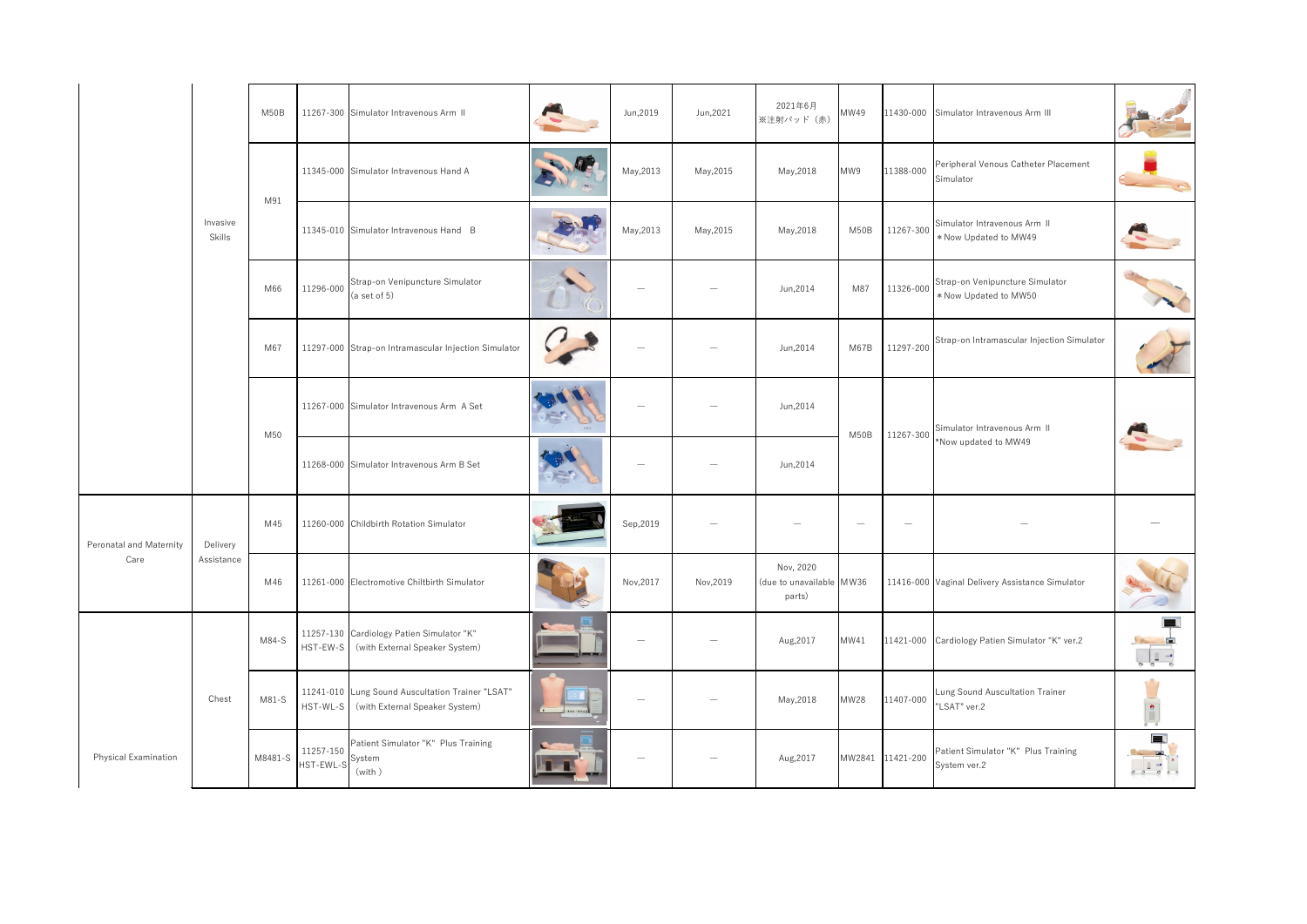|  |  |  |  |  |  |  |  |  |  |  |  |  |
|---|---|---|---|---|---|---|---|---|---|---|---|---|
|  | Invasive Skills | M50B | 11267-300 | Simulator Intravenous Arm II |  | Jun,2019 | Jun,2021 | 2021年6月 ※注射パッド（赤） | MW49 | 11430-000 | Simulator Intravenous Arm III |  |
|  |  | M91 | 11345-000 | Simulator Intravenous Hand A |  | May,2013 | May,2015 | May,2018 | MW9 | 11388-000 | Peripheral Venous Catheter Placement Simulator |  |
|  |  |  | 11345-010 | Simulator Intravenous Hand B |  | May,2013 | May,2015 | May,2018 | M50B | 11267-300 | Simulator Intravenous Arm II *Now Updated to MW49 |  |
|  |  | M66 | 11296-000 | Strap-on Venipuncture Simulator (a set of 5) |  | — | — | Jun,2014 | M87 | 11326-000 | Strap-on Venipuncture Simulator *Now Updated to MW50 |  |
|  |  | M67 | 11297-000 | Strap-on Intramascular Injection Simulator |  | — | — | Jun,2014 | M67B | 11297-200 | Strap-on Intramascular Injection Simulator |  |
|  |  | M50 | 11267-000 | Simulator Intravenous Arm A Set |  | — | — | Jun,2014 | M50B | 11267-300 | Simulator Intravenous Arm II *Now updated to MW49 |  |
|  |  |  | 11268-000 | Simulator Intravenous Arm B Set |  | — | — | Jun,2014 |  |  |  |  |
| Peronatal and Maternity Care | Delivery Assistance | M45 | 11260-000 | Childbirth Rotation Simulator |  | Sep,2019 | — | — | — | — | — | — |
|  |  | M46 | 11261-000 | Electromotive Chiltbirth Simulator |  | Nov,2017 | Nov,2019 | Nov, 2020 (due to unavailable parts) | MW36 | 11416-000 | Vaginal Delivery Assistance Simulator |  |
| Physical Examination | Chest | M84-S | 11257-130 HST-EW-S | Cardiology Patien Simulator "K" (with External Speaker System) |  | — | — | Aug,2017 | MW41 | 11421-000 | Cardiology Patien Simulator "K" ver.2 |  |
|  |  | M81-S | 11241-010 HST-WL-S | Lung Sound Auscultation Trainer "LSAT" (with External Speaker System) |  | — | — | May,2018 | MW28 | 11407-000 | Lung Sound Auscultation Trainer "LSAT" ver.2 |  |
|  |  | M8481-S | 11257-150 HST-EWL-S | Patient Simulator "K" Plus Training System (with ) |  | — | — | Aug,2017 | MW2841 | 11421-200 | Patient Simulator "K" Plus Training System ver.2 |  |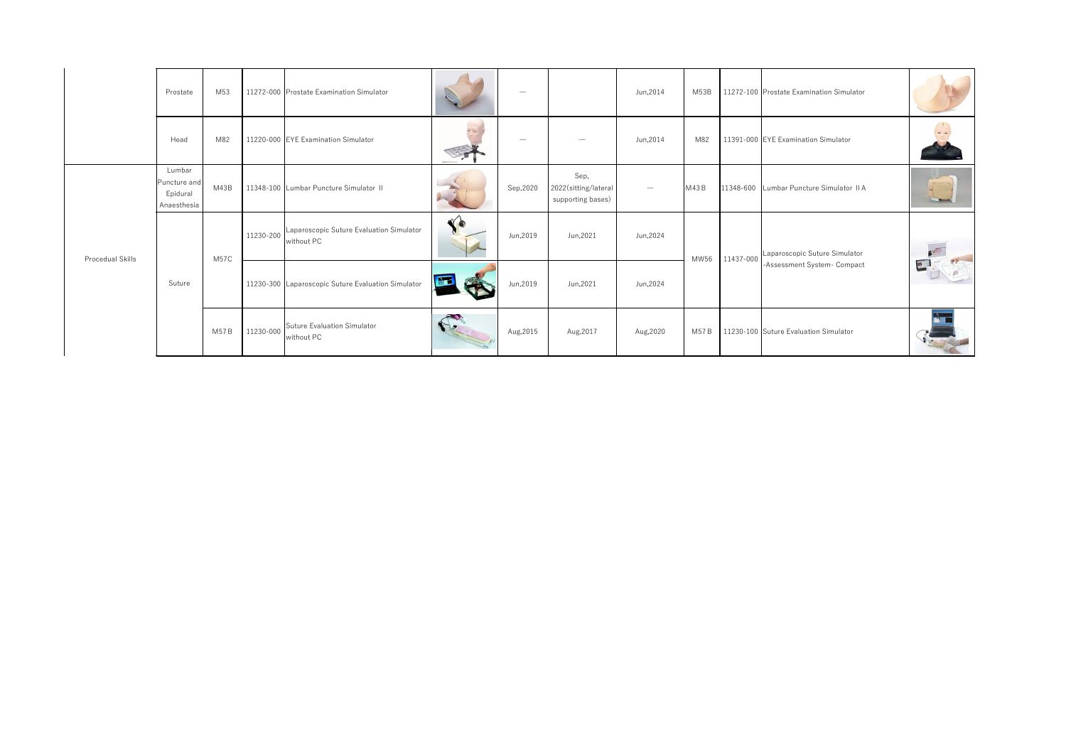| | | | | | | | | | | | | |
|---|---|---|---|---|---|---|---|---|---|---|---|---|
| | Prostate | M53 | 11272-000 | Prostate Examination Simulator | | — | | Jun,2014 | M53B | 11272-100 | Prostate Examination Simulator | |
| | Head | M82 | 11220-000 | EYE Examination Simulator | | — | — | Jun,2014 | M82 | 11391-000 | EYE Examination Simulator | |
| Procedual Skills | Lumbar Puncture and Epidural Anaesthesia | M43B | 11348-100 | Lumbar Puncture Simulator II | | Sep,2020 | Sep, 2022(sitting/lateral supporting bases) | — | M43B | 11348-600 | Lumbar Puncture Simulator II A | |
| | Suture | M57C | 11230-200 | Laparoscopic Suture Evaluation Simulator without PC | | Jun,2019 | Jun,2021 | Jun,2024 | MW56 | 11437-000 | Laparoscopic Suture Simulator -Assessment System- Compact | |
| | | | 11230-300 | Laparoscopic Suture Evaluation Simulator | | Jun,2019 | Jun,2021 | Jun,2024 | | | | |
| | | M57B | 11230-000 | Suture Evaluation Simulator without PC | | Aug,2015 | Aug,2017 | Aug,2020 | M57B | 11230-100 | Suture Evaluation Simulator | |